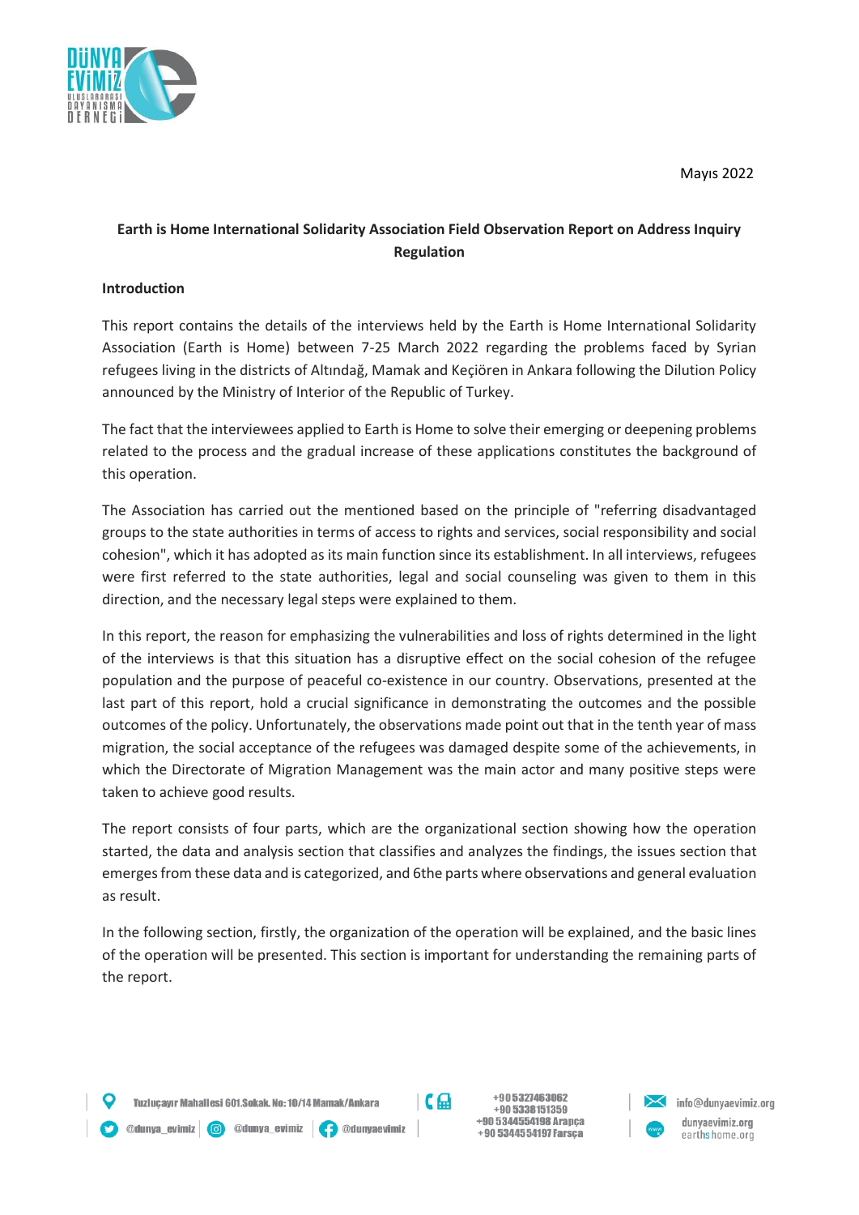Mayıs 2022

**Earth is Home International Solidarity Association Field Observation Report on Address Inquiry Regulation**

**Introduction**

This report contains the details of the interviews held by the Earth is Home International Solidarity Association (Earth is Home) between 7-25 March 2022 regarding the problems faced by Syrian refugees living in the districts of Altındağ, Mamak and Keçiören in Ankara following the Dilution Policy announced by the Ministry of Interior of the Republic of Turkey.

The fact that the interviewees applied to Earth is Home to solve their emerging or deepening problems related to the process and the gradual increase of these applications constitutes the background of this operation.

The Association has carried out the mentioned based on the principle of "referring disadvantaged groups to the state authorities in terms of access to rights and services, social responsibility and social cohesion", which it has adopted as its main function since its establishment. In all interviews, refugees were first referred to the state authorities, legal and social counseling was given to them in this direction, and the necessary legal steps were explained to them.

In this report, the reason for emphasizing the vulnerabilities and loss of rights determined in the light of the interviews is that this situation has a disruptive effect on the social cohesion of the refugee population and the purpose of peaceful co-existence in our country. Observations, presented at the last part of this report, hold a crucial significance in demonstrating the outcomes and the possible outcomes of the policy. Unfortunately, the observations made point out that in the tenth year of mass migration, the social acceptance of the refugees was damaged despite some of the achievements, in which the Directorate of Migration Management was the main actor and many positive steps were taken to achieve good results.

The report consists of four parts, which are the organizational section showing how the operation started, the data and analysis section that classifies and analyzes the findings, the issues section that emerges from these data and is categorized, and 6the parts where observations and general evaluation as result.

In the following section, firstly, the organization of the operation will be explained, and the basic lines of the operation will be presented. This section is important for understanding the remaining parts of the report.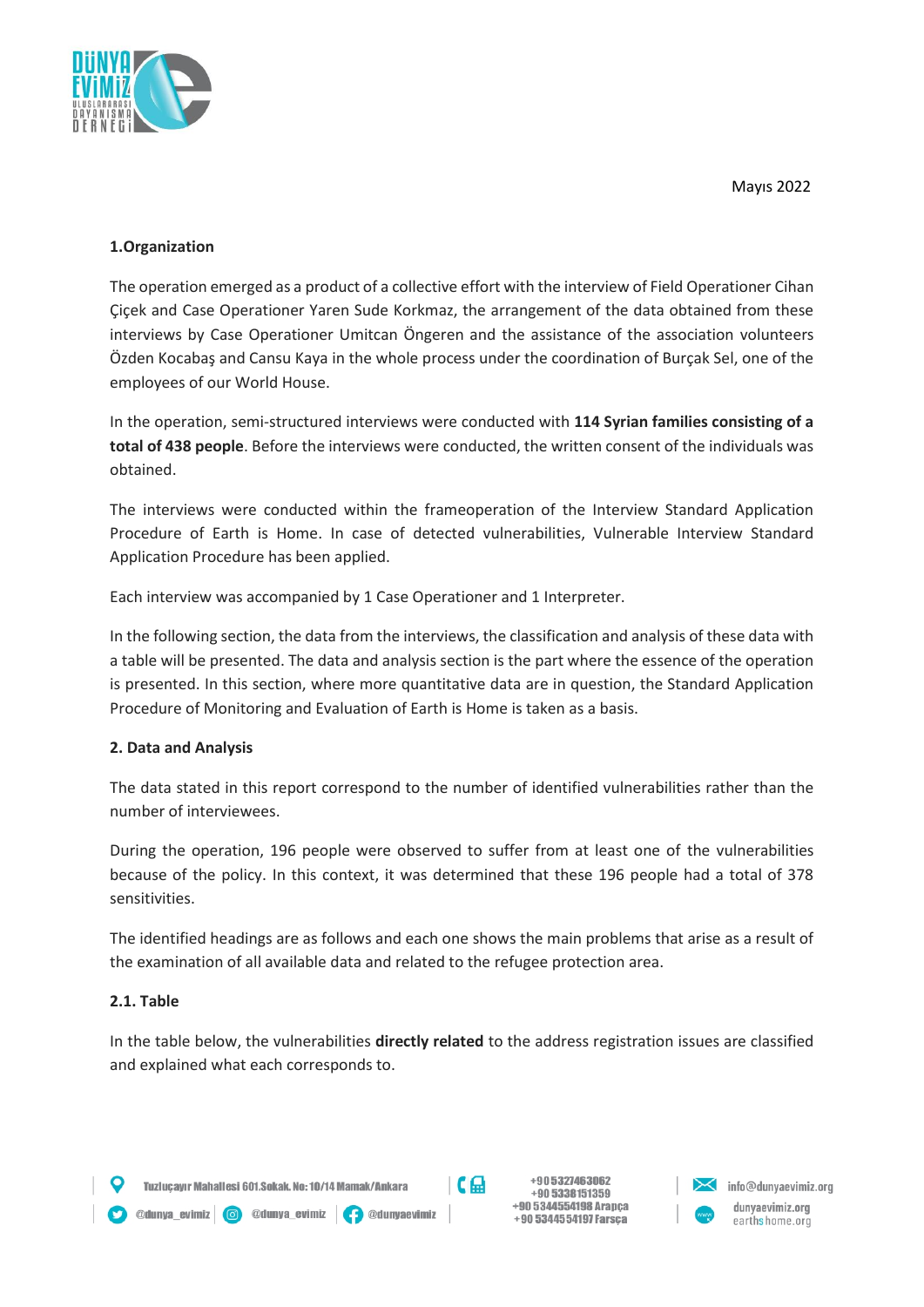Mayıs 2022

### 1.Organization

The operation emerged as a product of a collective effort with the interview of Field Operationer Cihan Çiçek and Case Operationer Yaren Sude Korkmaz, the arrangement of the data obtained from these interviews by Case Operationer Umitcan Öngeren and the assistance of the association volunteers Özden Kocabaş and Cansu Kaya in the whole process under the coordination of Burçak Sel, one of the employees of our World House.

In the operation, semi-structured interviews were conducted with **114 Syrian families consisting of a total of 438 people**. Before the interviews were conducted, the written consent of the individuals was obtained.

The interviews were conducted within the frameoperation of the Interview Standard Application Procedure of Earth is Home. In case of detected vulnerabilities, Vulnerable Interview Standard Application Procedure has been applied.

Each interview was accompanied by 1 Case Operationer and 1 Interpreter.

In the following section, the data from the interviews, the classification and analysis of these data with a table will be presented. The data and analysis section is the part where the essence of the operation is presented. In this section, where more quantitative data are in question, the Standard Application Procedure of Monitoring and Evaluation of Earth is Home is taken as a basis.

### 2. Data and Analysis

The data stated in this report correspond to the number of identified vulnerabilities rather than the number of interviewees.

During the operation, 196 people were observed to suffer from at least one of the vulnerabilities because of the policy. In this context, it was determined that these 196 people had a total of 378 sensitivities.

The identified headings are as follows and each one shows the main problems that arise as a result of the examination of all available data and related to the refugee protection area.

#### 2.1. Table

In the table below, the vulnerabilities **directly related** to the address registration issues are classified and explained what each corresponds to.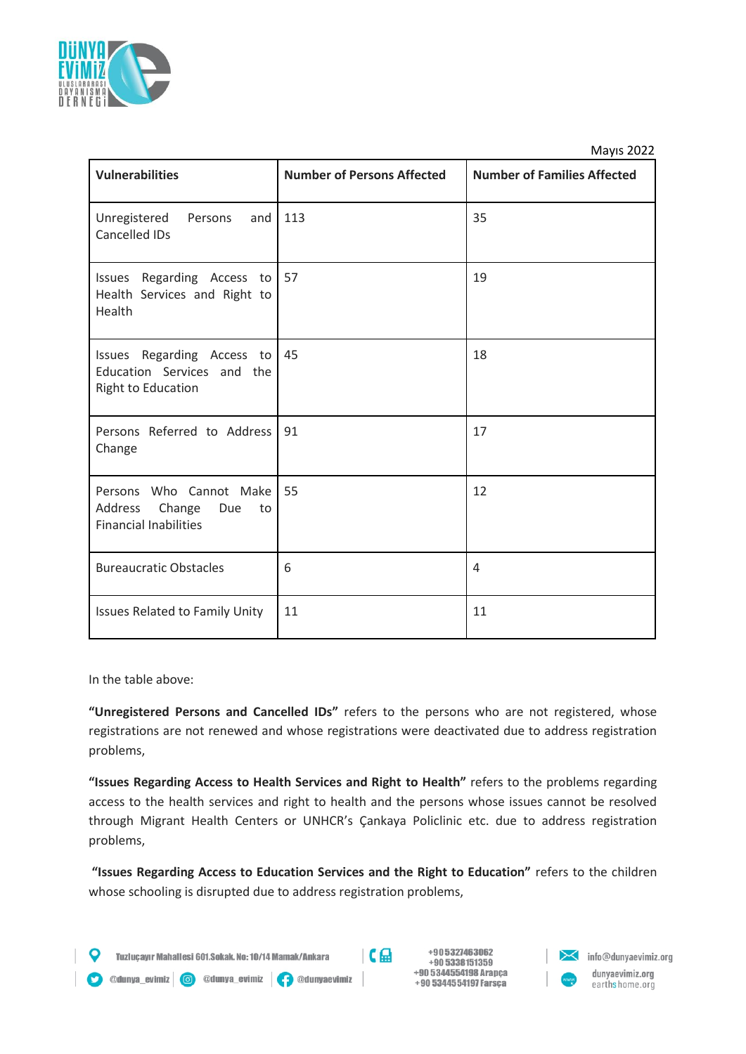Mayıs 2022

| Vulnerabilities | Number of Persons Affected | Number of Families Affected |
|---|---|---|
| Unregistered Persons and Cancelled IDs | 113 | 35 |
| Issues Regarding Access to Health Services and Right to Health | 57 | 19 |
| Issues Regarding Access to Education Services and the Right to Education | 45 | 18 |
| Persons Referred to Address Change | 91 | 17 |
| Persons Who Cannot Make Address Change Due to Financial Inabilities | 55 | 12 |
| Bureaucratic Obstacles | 6 | 4 |
| Issues Related to Family Unity | 11 | 11 |

In the table above:

**"Unregistered Persons and Cancelled IDs"** refers to the persons who are not registered, whose registrations are not renewed and whose registrations were deactivated due to address registration problems,

**"Issues Regarding Access to Health Services and Right to Health"** refers to the problems regarding access to the health services and right to health and the persons whose issues cannot be resolved through Migrant Health Centers or UNHCR's Çankaya Policlinic etc. due to address registration problems,

**"Issues Regarding Access to Education Services and the Right to Education"** refers to the children whose schooling is disrupted due to address registration problems,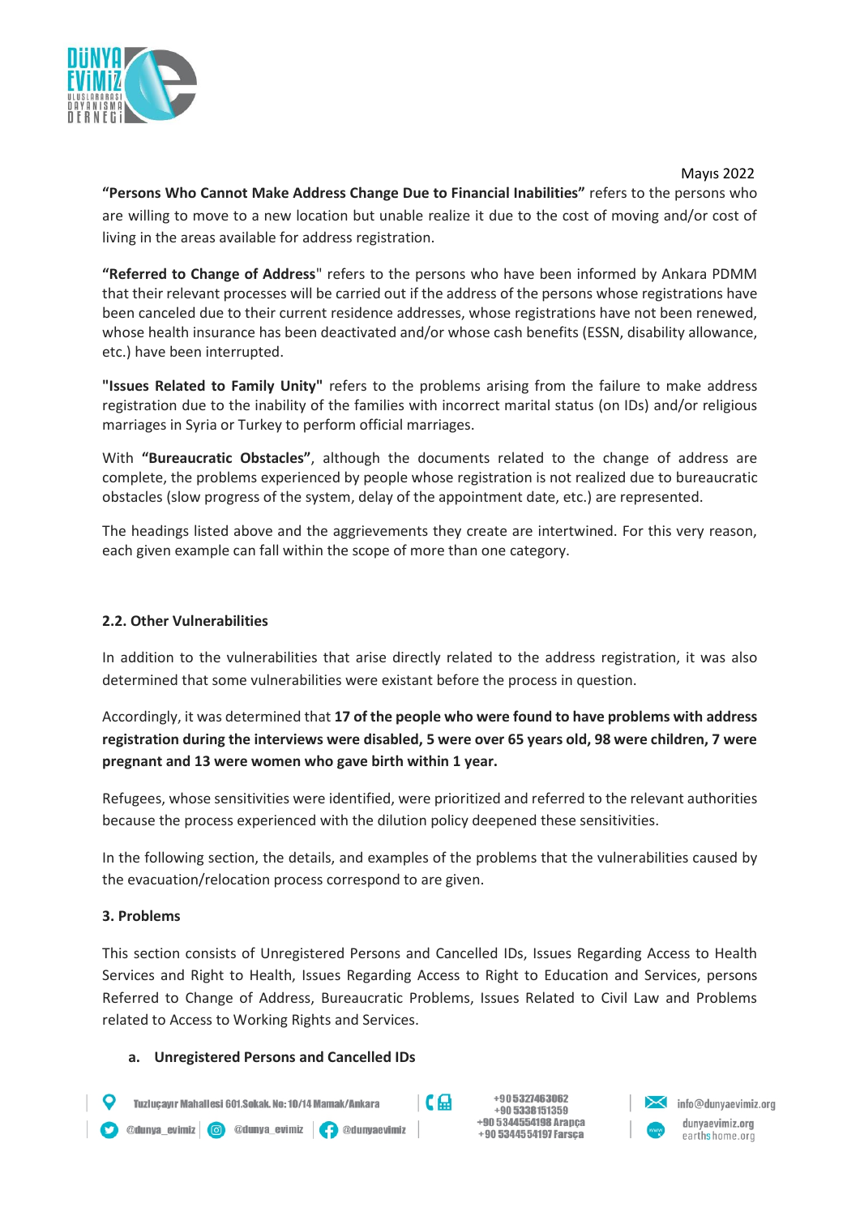Mayıs 2022

**"Persons Who Cannot Make Address Change Due to Financial Inabilities"** refers to the persons who are willing to move to a new location but unable realize it due to the cost of moving and/or cost of living in the areas available for address registration.

**"Referred to Change of Address"** refers to the persons who have been informed by Ankara PDMM that their relevant processes will be carried out if the address of the persons whose registrations have been canceled due to their current residence addresses, whose registrations have not been renewed, whose health insurance has been deactivated and/or whose cash benefits (ESSN, disability allowance, etc.) have been interrupted.

**"Issues Related to Family Unity"** refers to the problems arising from the failure to make address registration due to the inability of the families with incorrect marital status (on IDs) and/or religious marriages in Syria or Turkey to perform official marriages.

With **"Bureaucratic Obstacles"**, although the documents related to the change of address are complete, the problems experienced by people whose registration is not realized due to bureaucratic obstacles (slow progress of the system, delay of the appointment date, etc.) are represented.

The headings listed above and the aggrievements they create are intertwined. For this very reason, each given example can fall within the scope of more than one category.

### 2.2. Other Vulnerabilities

In addition to the vulnerabilities that arise directly related to the address registration, it was also determined that some vulnerabilities were existant before the process in question.

Accordingly, it was determined that **17 of the people who were found to have problems with address registration during the interviews were disabled, 5 were over 65 years old, 98 were children, 7 were pregnant and 13 were women who gave birth within 1 year.**

Refugees, whose sensitivities were identified, were prioritized and referred to the relevant authorities because the process experienced with the dilution policy deepened these sensitivities.

In the following section, the details, and examples of the problems that the vulnerabilities caused by the evacuation/relocation process correspond to are given.

## 3. Problems

This section consists of Unregistered Persons and Cancelled IDs, Issues Regarding Access to Health Services and Right to Health, Issues Regarding Access to Right to Education and Services, persons Referred to Change of Address, Bureaucratic Problems, Issues Related to Civil Law and Problems related to Access to Working Rights and Services.

### a. Unregistered Persons and Cancelled IDs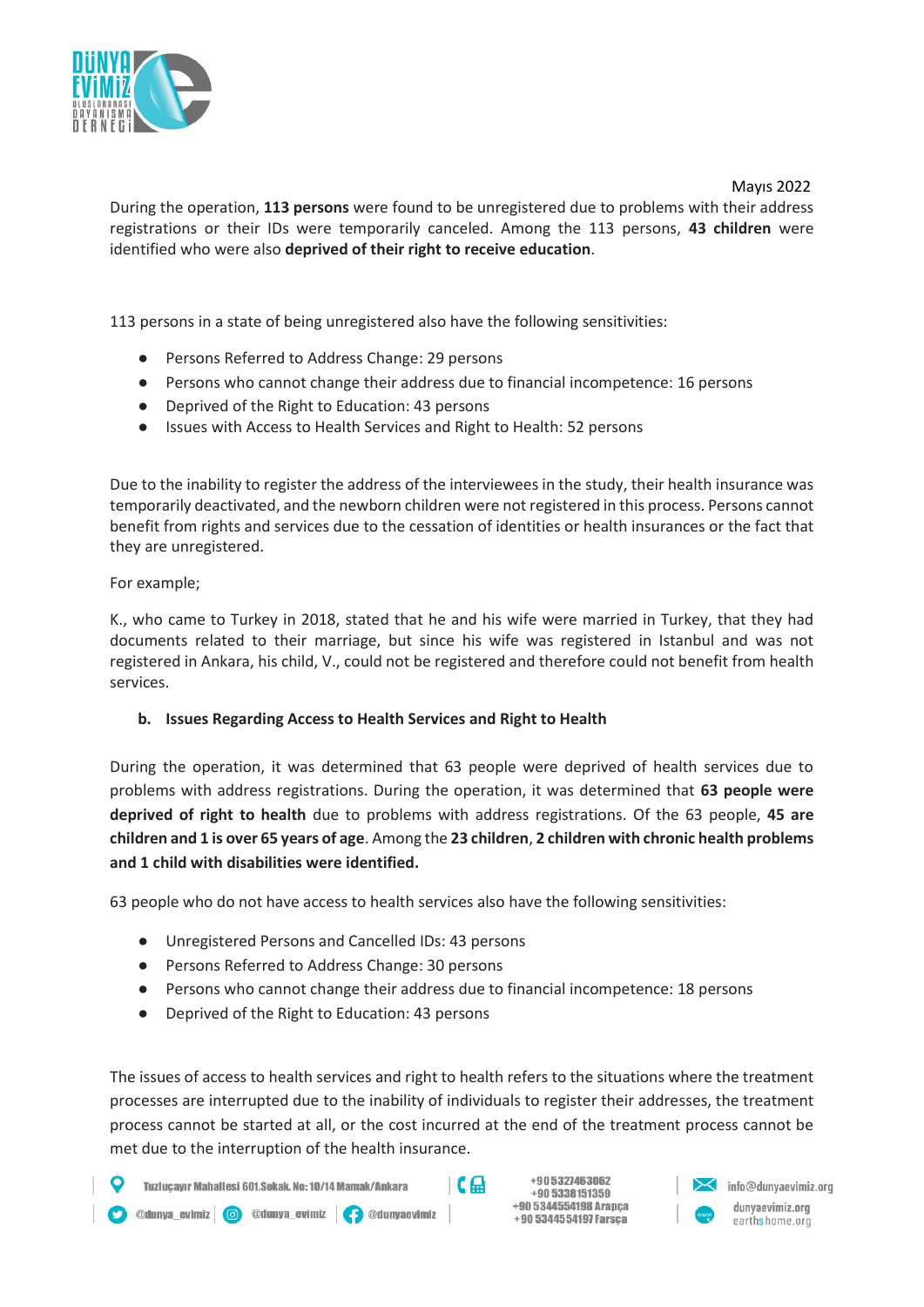Mayıs 2022

During the operation, **113 persons** were found to be unregistered due to problems with their address registrations or their IDs were temporarily canceled. Among the 113 persons, **43 children** were identified who were also **deprived of their right to receive education**.

113 persons in a state of being unregistered also have the following sensitivities:

- Persons Referred to Address Change: 29 persons
- Persons who cannot change their address due to financial incompetence: 16 persons
- Deprived of the Right to Education: 43 persons
- Issues with Access to Health Services and Right to Health: 52 persons

Due to the inability to register the address of the interviewees in the study, their health insurance was temporarily deactivated, and the newborn children were not registered in this process. Persons cannot benefit from rights and services due to the cessation of identities or health insurances or the fact that they are unregistered.

For example;

K., who came to Turkey in 2018, stated that he and his wife were married in Turkey, that they had documents related to their marriage, but since his wife was registered in Istanbul and was not registered in Ankara, his child, V., could not be registered and therefore could not benefit from health services.

**b. Issues Regarding Access to Health Services and Right to Health**

During the operation, it was determined that 63 people were deprived of health services due to problems with address registrations. During the operation, it was determined that **63 people were deprived of right to health** due to problems with address registrations. Of the 63 people, **45 are children and 1 is over 65 years of age**. Among the **23 children**, **2 children with chronic health problems and 1 child with disabilities were identified.**

63 people who do not have access to health services also have the following sensitivities:

- Unregistered Persons and Cancelled IDs: 43 persons
- Persons Referred to Address Change: 30 persons
- Persons who cannot change their address due to financial incompetence: 18 persons
- Deprived of the Right to Education: 43 persons

The issues of access to health services and right to health refers to the situations where the treatment processes are interrupted due to the inability of individuals to register their addresses, the treatment process cannot be started at all, or the cost incurred at the end of the treatment process cannot be met due to the interruption of the health insurance.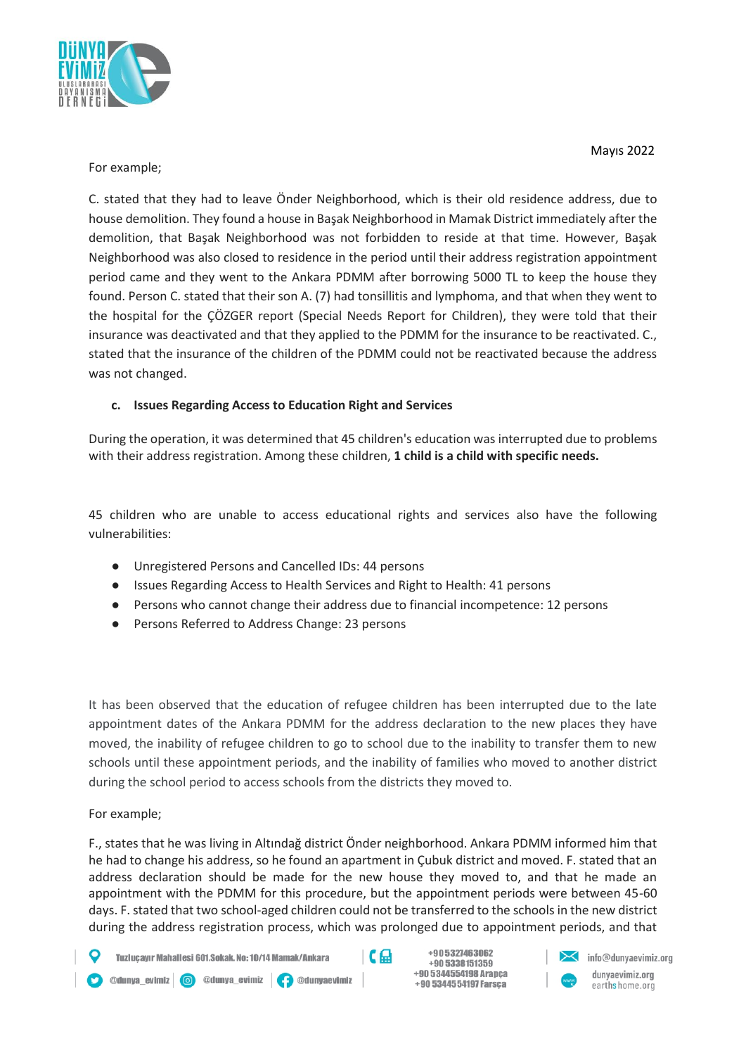Mayıs 2022

For example;

C. stated that they had to leave Önder Neighborhood, which is their old residence address, due to house demolition. They found a house in Başak Neighborhood in Mamak District immediately after the demolition, that Başak Neighborhood was not forbidden to reside at that time. However, Başak Neighborhood was also closed to residence in the period until their address registration appointment period came and they went to the Ankara PDMM after borrowing 5000 TL to keep the house they found. Person C. stated that their son A. (7) had tonsillitis and lymphoma, and that when they went to the hospital for the ÇÖZGER report (Special Needs Report for Children), they were told that their insurance was deactivated and that they applied to the PDMM for the insurance to be reactivated. C., stated that the insurance of the children of the PDMM could not be reactivated because the address was not changed.

### c. Issues Regarding Access to Education Right and Services

During the operation, it was determined that 45 children's education was interrupted due to problems with their address registration. Among these children, **1 child is a child with specific needs.**

45 children who are unable to access educational rights and services also have the following vulnerabilities:

- Unregistered Persons and Cancelled IDs: 44 persons
- Issues Regarding Access to Health Services and Right to Health: 41 persons
- Persons who cannot change their address due to financial incompetence: 12 persons
- Persons Referred to Address Change: 23 persons

It has been observed that the education of refugee children has been interrupted due to the late appointment dates of the Ankara PDMM for the address declaration to the new places they have moved, the inability of refugee children to go to school due to the inability to transfer them to new schools until these appointment periods, and the inability of families who moved to another district during the school period to access schools from the districts they moved to.

For example;

F., states that he was living in Altındağ district Önder neighborhood. Ankara PDMM informed him that he had to change his address, so he found an apartment in Çubuk district and moved. F. stated that an address declaration should be made for the new house they moved to, and that he made an appointment with the PDMM for this procedure, but the appointment periods were between 45-60 days. F. stated that two school-aged children could not be transferred to the schools in the new district during the address registration process, which was prolonged due to appointment periods, and that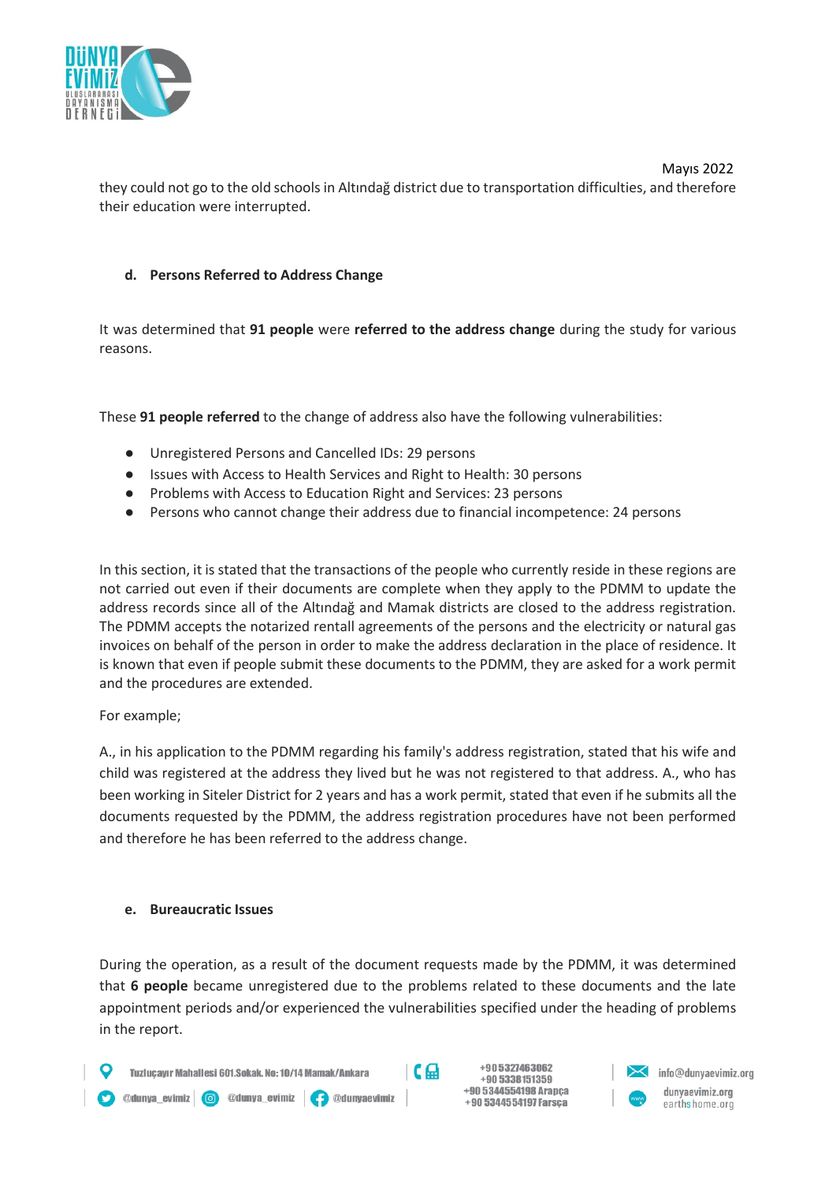they could not go to the old schools in Altındağ district due to transportation difficulties, and therefore their education were interrupted.

### d. Persons Referred to Address Change

It was determined that **91 people** were **referred to the address change** during the study for various reasons.

These **91 people referred** to the change of address also have the following vulnerabilities:

- Unregistered Persons and Cancelled IDs: 29 persons
- Issues with Access to Health Services and Right to Health: 30 persons
- Problems with Access to Education Right and Services: 23 persons
- Persons who cannot change their address due to financial incompetence: 24 persons

In this section, it is stated that the transactions of the people who currently reside in these regions are not carried out even if their documents are complete when they apply to the PDMM to update the address records since all of the Altındağ and Mamak districts are closed to the address registration. The PDMM accepts the notarized rentall agreements of the persons and the electricity or natural gas invoices on behalf of the person in order to make the address declaration in the place of residence. It is known that even if people submit these documents to the PDMM, they are asked for a work permit and the procedures are extended.

For example;

A., in his application to the PDMM regarding his family's address registration, stated that his wife and child was registered at the address they lived but he was not registered to that address. A., who has been working in Siteler District for 2 years and has a work permit, stated that even if he submits all the documents requested by the PDMM, the address registration procedures have not been performed and therefore he has been referred to the address change.

### e. Bureaucratic Issues

During the operation, as a result of the document requests made by the PDMM, it was determined that **6 people** became unregistered due to the problems related to these documents and the late appointment periods and/or experienced the vulnerabilities specified under the heading of problems in the report.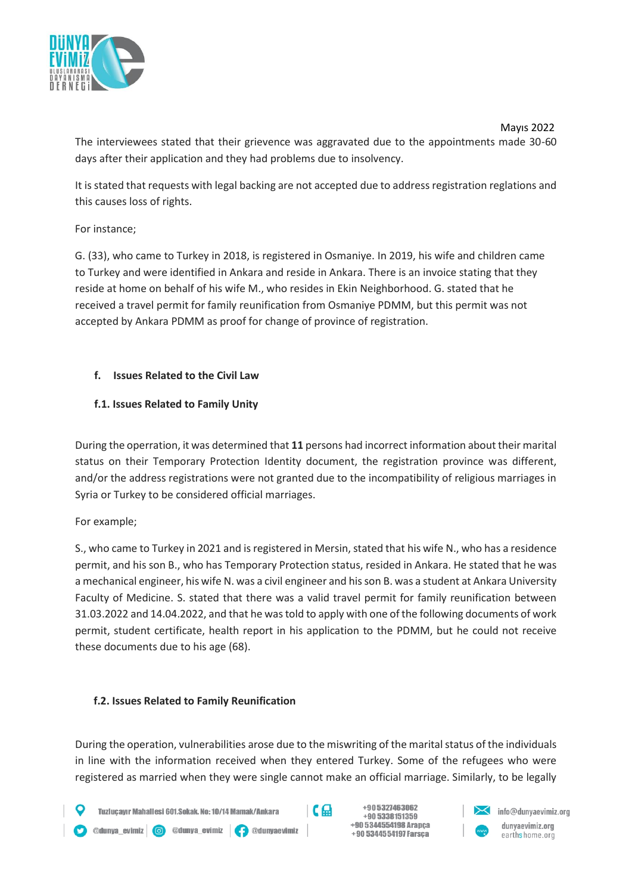The interviewees stated that their grievence was aggravated due to the appointments made 30-60 days after their application and they had problems due to insolvency.

It is stated that requests with legal backing are not accepted due to address registration reglations and this causes loss of rights.

For instance;

G. (33), who came to Turkey in 2018, is registered in Osmaniye. In 2019, his wife and children came to Turkey and were identified in Ankara and reside in Ankara. There is an invoice stating that they reside at home on behalf of his wife M., who resides in Ekin Neighborhood. G. stated that he received a travel permit for family reunification from Osmaniye PDMM, but this permit was not accepted by Ankara PDMM as proof for change of province of registration.

### f. Issues Related to the Civil Law

#### f.1. Issues Related to Family Unity

During the operation, it was determined that **11** persons had incorrect information about their marital status on their Temporary Protection Identity document, the registration province was different, and/or the address registrations were not granted due to the incompatibility of religious marriages in Syria or Turkey to be considered official marriages.

For example;

S., who came to Turkey in 2021 and is registered in Mersin, stated that his wife N., who has a residence permit, and his son B., who has Temporary Protection status, resided in Ankara. He stated that he was a mechanical engineer, his wife N. was a civil engineer and his son B. was a student at Ankara University Faculty of Medicine. S. stated that there was a valid travel permit for family reunification between 31.03.2022 and 14.04.2022, and that he was told to apply with one of the following documents of work permit, student certificate, health report in his application to the PDMM, but he could not receive these documents due to his age (68).

#### f.2. Issues Related to Family Reunification

During the operation, vulnerabilities arose due to the miswriting of the marital status of the individuals in line with the information received when they entered Turkey. Some of the refugees who were registered as married when they were single cannot make an official marriage. Similarly, to be legally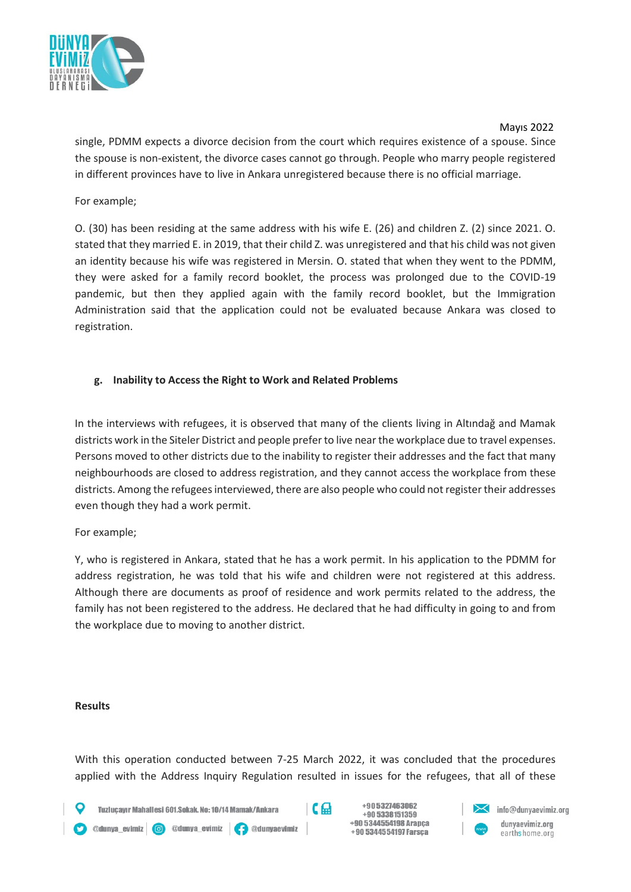single, PDMM expects a divorce decision from the court which requires existence of a spouse. Since the spouse is non-existent, the divorce cases cannot go through. People who marry people registered in different provinces have to live in Ankara unregistered because there is no official marriage.

For example;

O. (30) has been residing at the same address with his wife E. (26) and children Z. (2) since 2021. O. stated that they married E. in 2019, that their child Z. was unregistered and that his child was not given an identity because his wife was registered in Mersin. O. stated that when they went to the PDMM, they were asked for a family record booklet, the process was prolonged due to the COVID-19 pandemic, but then they applied again with the family record booklet, but the Immigration Administration said that the application could not be evaluated because Ankara was closed to registration.

### g. Inability to Access the Right to Work and Related Problems

In the interviews with refugees, it is observed that many of the clients living in Altındağ and Mamak districts work in the Siteler District and people prefer to live near the workplace due to travel expenses. Persons moved to other districts due to the inability to register their addresses and the fact that many neighbourhoods are closed to address registration, and they cannot access the workplace from these districts. Among the refugees interviewed, there are also people who could not register their addresses even though they had a work permit.

For example;

Y, who is registered in Ankara, stated that he has a work permit. In his application to the PDMM for address registration, he was told that his wife and children were not registered at this address. Although there are documents as proof of residence and work permits related to the address, the family has not been registered to the address. He declared that he had difficulty in going to and from the workplace due to moving to another district.

## Results

With this operation conducted between 7-25 March 2022, it was concluded that the procedures applied with the Address Inquiry Regulation resulted in issues for the refugees, that all of these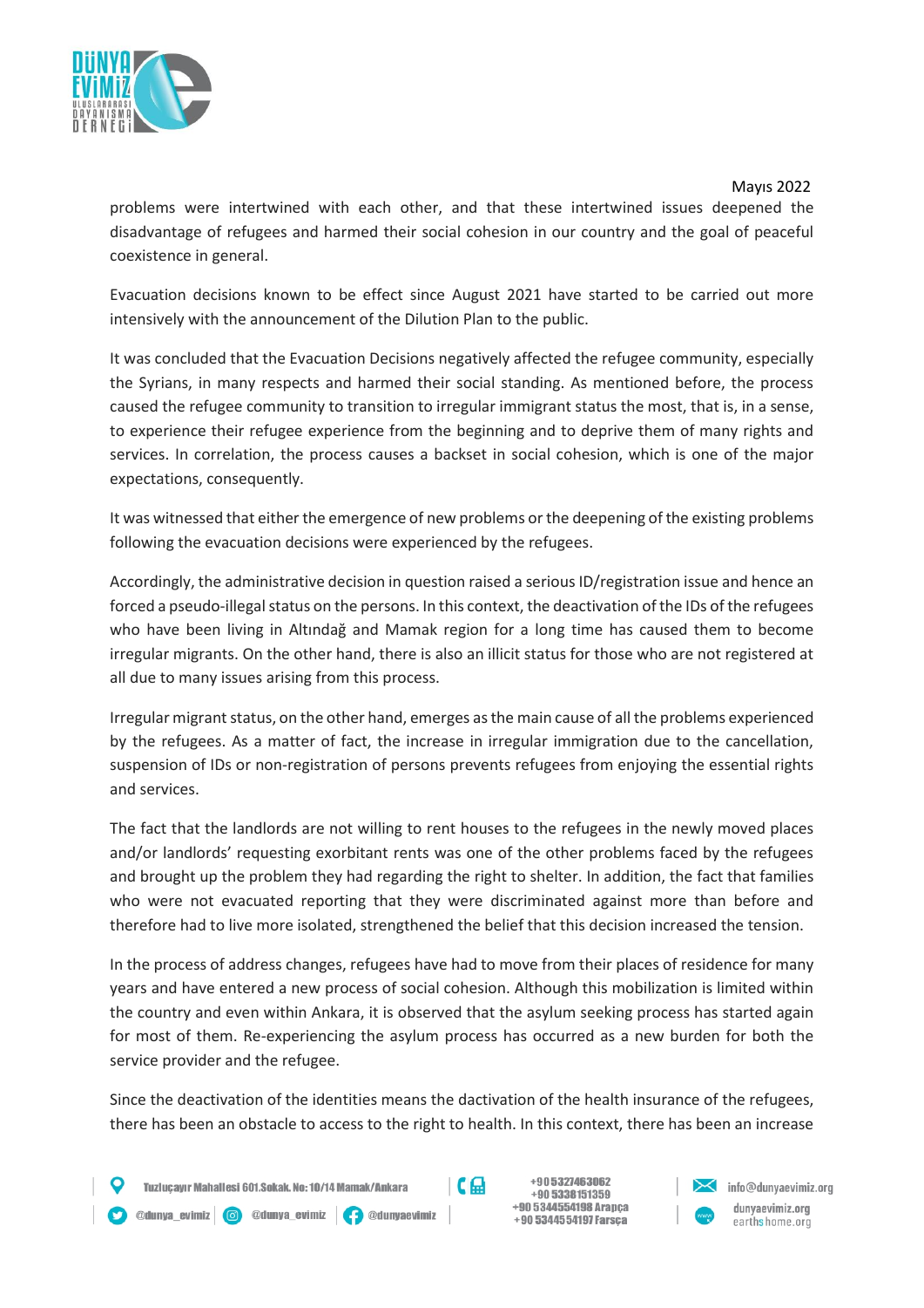problems were intertwined with each other, and that these intertwined issues deepened the disadvantage of refugees and harmed their social cohesion in our country and the goal of peaceful coexistence in general.

Evacuation decisions known to be effect since August 2021 have started to be carried out more intensively with the announcement of the Dilution Plan to the public.

It was concluded that the Evacuation Decisions negatively affected the refugee community, especially the Syrians, in many respects and harmed their social standing. As mentioned before, the process caused the refugee community to transition to irregular immigrant status the most, that is, in a sense, to experience their refugee experience from the beginning and to deprive them of many rights and services. In correlation, the process causes a backset in social cohesion, which is one of the major expectations, consequently.

It was witnessed that either the emergence of new problems or the deepening of the existing problems following the evacuation decisions were experienced by the refugees.

Accordingly, the administrative decision in question raised a serious ID/registration issue and hence an forced a pseudo-illegal status on the persons. In this context, the deactivation of the IDs of the refugees who have been living in Altındağ and Mamak region for a long time has caused them to become irregular migrants. On the other hand, there is also an illicit status for those who are not registered at all due to many issues arising from this process.

Irregular migrant status, on the other hand, emerges as the main cause of all the problems experienced by the refugees. As a matter of fact, the increase in irregular immigration due to the cancellation, suspension of IDs or non-registration of persons prevents refugees from enjoying the essential rights and services.

The fact that the landlords are not willing to rent houses to the refugees in the newly moved places and/or landlords' requesting exorbitant rents was one of the other problems faced by the refugees and brought up the problem they had regarding the right to shelter. In addition, the fact that families who were not evacuated reporting that they were discriminated against more than before and therefore had to live more isolated, strengthened the belief that this decision increased the tension.

In the process of address changes, refugees have had to move from their places of residence for many years and have entered a new process of social cohesion. Although this mobilization is limited within the country and even within Ankara, it is observed that the asylum seeking process has started again for most of them. Re-experiencing the asylum process has occurred as a new burden for both the service provider and the refugee.

Since the deactivation of the identities means the dactivation of the health insurance of the refugees, there has been an obstacle to access to the right to health. In this context, there has been an increase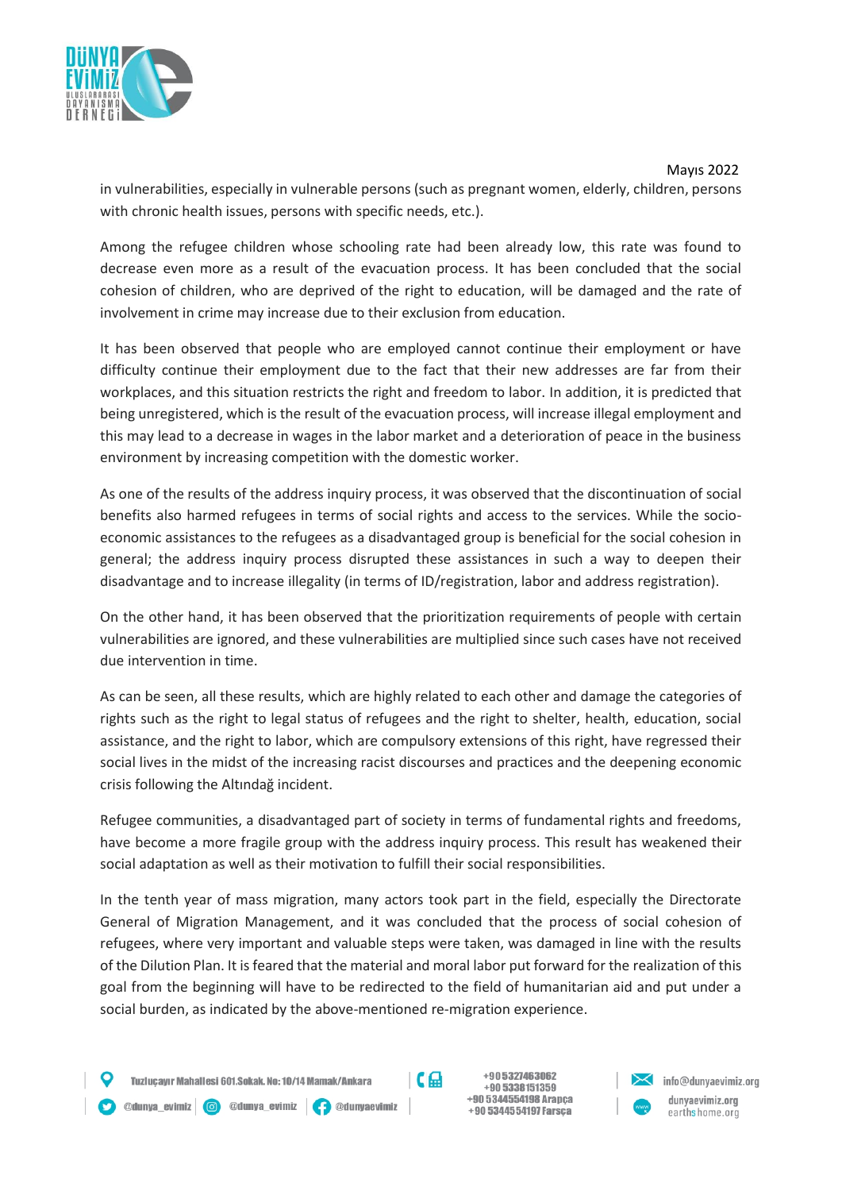in vulnerabilities, especially in vulnerable persons (such as pregnant women, elderly, children, persons with chronic health issues, persons with specific needs, etc.).

Among the refugee children whose schooling rate had been already low, this rate was found to decrease even more as a result of the evacuation process. It has been concluded that the social cohesion of children, who are deprived of the right to education, will be damaged and the rate of involvement in crime may increase due to their exclusion from education.

It has been observed that people who are employed cannot continue their employment or have difficulty continue their employment due to the fact that their new addresses are far from their workplaces, and this situation restricts the right and freedom to labor. In addition, it is predicted that being unregistered, which is the result of the evacuation process, will increase illegal employment and this may lead to a decrease in wages in the labor market and a deterioration of peace in the business environment by increasing competition with the domestic worker.

As one of the results of the address inquiry process, it was observed that the discontinuation of social benefits also harmed refugees in terms of social rights and access to the services. While the socio-economic assistances to the refugees as a disadvantaged group is beneficial for the social cohesion in general; the address inquiry process disrupted these assistances in such a way to deepen their disadvantage and to increase illegality (in terms of ID/registration, labor and address registration).

On the other hand, it has been observed that the prioritization requirements of people with certain vulnerabilities are ignored, and these vulnerabilities are multiplied since such cases have not received due intervention in time.

As can be seen, all these results, which are highly related to each other and damage the categories of rights such as the right to legal status of refugees and the right to shelter, health, education, social assistance, and the right to labor, which are compulsory extensions of this right, have regressed their social lives in the midst of the increasing racist discourses and practices and the deepening economic crisis following the Altındağ incident.

Refugee communities, a disadvantaged part of society in terms of fundamental rights and freedoms, have become a more fragile group with the address inquiry process. This result has weakened their social adaptation as well as their motivation to fulfill their social responsibilities.

In the tenth year of mass migration, many actors took part in the field, especially the Directorate General of Migration Management, and it was concluded that the process of social cohesion of refugees, where very important and valuable steps were taken, was damaged in line with the results of the Dilution Plan. It is feared that the material and moral labor put forward for the realization of this goal from the beginning will have to be redirected to the field of humanitarian aid and put under a social burden, as indicated by the above-mentioned re-migration experience.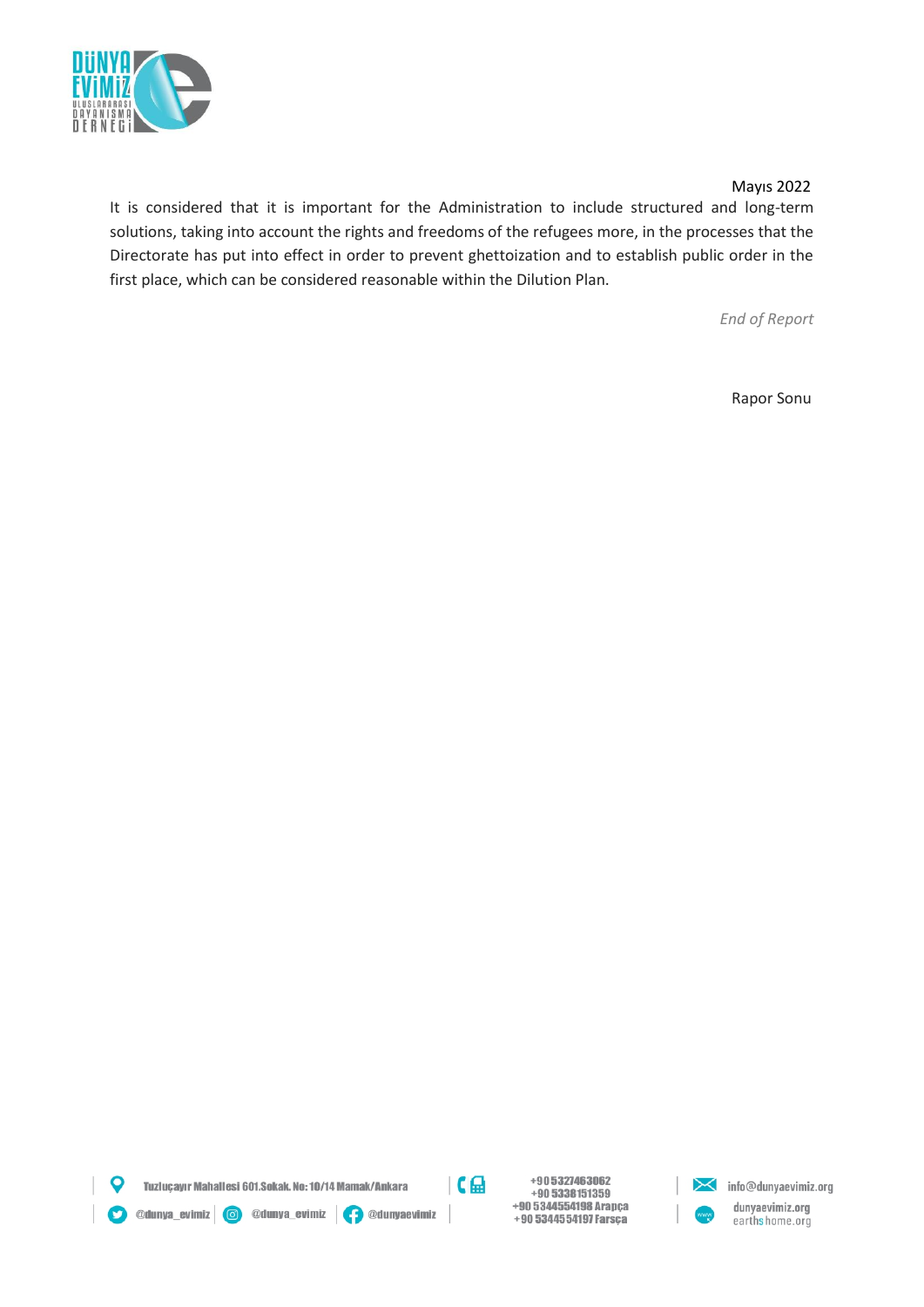Mayıs 2022

It is considered that it is important for the Administration to include structured and long-term solutions, taking into account the rights and freedoms of the refugees more, in the processes that the Directorate has put into effect in order to prevent ghettoization and to establish public order in the first place, which can be considered reasonable within the Dilution Plan.

*End of Report*

Rapor Sonu